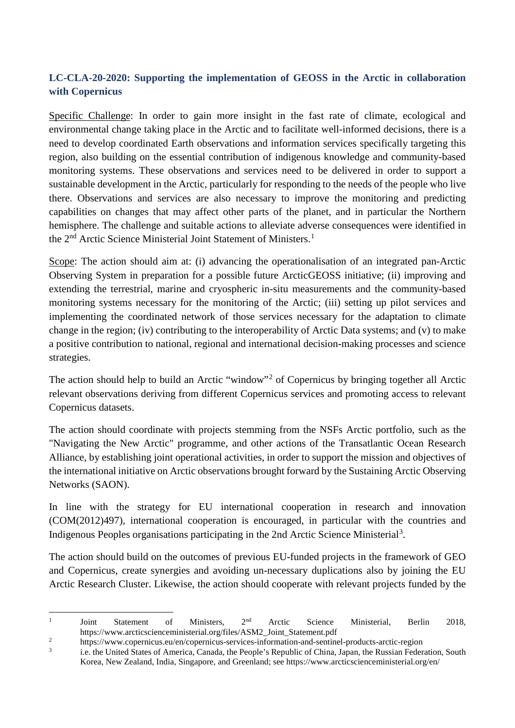## LC-CLA-20-2020: Supporting the implementation of GEOSS in the Arctic in collaboration with Copernicus

Specific Challenge: In order to gain more insight in the fast rate of climate, ecological and environmental change taking place in the Arctic and to facilitate well-informed decisions, there is a need to develop coordinated Earth observations and information services specifically targeting this region, also building on the essential contribution of indigenous knowledge and community-based monitoring systems. These observations and services need to be delivered in order to support a sustainable development in the Arctic, particularly for responding to the needs of the people who live there. Observations and services are also necessary to improve the monitoring and predicting capabilities on changes that may affect other parts of the planet, and in particular the Northern hemisphere. The challenge and suitable actions to alleviate adverse consequences were identified in the 2nd Arctic Science Ministerial Joint Statement of Ministers.[1]

Scope: The action should aim at: (i) advancing the operationalisation of an integrated pan-Arctic Observing System in preparation for a possible future ArcticGEOSS initiative; (ii) improving and extending the terrestrial, marine and cryospheric in-situ measurements and the community-based monitoring systems necessary for the monitoring of the Arctic; (iii) setting up pilot services and implementing the coordinated network of those services necessary for the adaptation to climate change in the region; (iv) contributing to the interoperability of Arctic Data systems; and (v) to make a positive contribution to national, regional and international decision-making processes and science strategies.

The action should help to build an Arctic "window"[2] of Copernicus by bringing together all Arctic relevant observations deriving from different Copernicus services and promoting access to relevant Copernicus datasets.

The action should coordinate with projects stemming from the NSFs Arctic portfolio, such as the "Navigating the New Arctic" programme, and other actions of the Transatlantic Ocean Research Alliance, by establishing joint operational activities, in order to support the mission and objectives of the international initiative on Arctic observations brought forward by the Sustaining Arctic Observing Networks (SAON).

In line with the strategy for EU international cooperation in research and innovation (COM(2012)497), international cooperation is encouraged, in particular with the countries and Indigenous Peoples organisations participating in the 2nd Arctic Science Ministerial[3].

The action should build on the outcomes of previous EU-funded projects in the framework of GEO and Copernicus, create synergies and avoiding un-necessary duplications also by joining the EU Arctic Research Cluster. Likewise, the action should cooperate with relevant projects funded by the

---

[1] Joint Statement of Ministers, 2nd Arctic Science Ministerial, Berlin 2018, https://www.arcticscienceministerial.org/files/ASM2_Joint_Statement.pdf

[2] https://www.copernicus.eu/en/copernicus-services-information-and-sentinel-products-arctic-region

[3] i.e. the United States of America, Canada, the People's Republic of China, Japan, the Russian Federation, South Korea, New Zealand, India, Singapore, and Greenland; see https://www.arcticscienceministerial.org/en/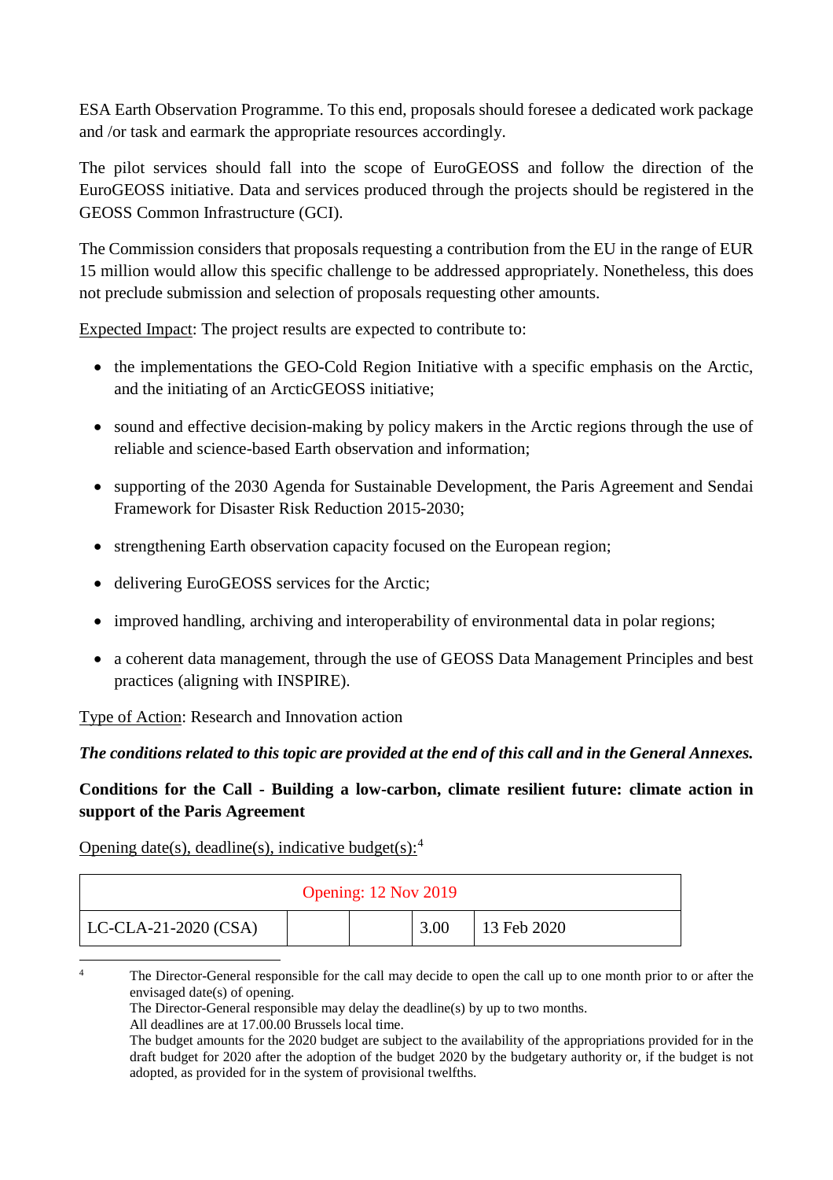ESA Earth Observation Programme. To this end, proposals should foresee a dedicated work package and /or task and earmark the appropriate resources accordingly.

The pilot services should fall into the scope of EuroGEOSS and follow the direction of the EuroGEOSS initiative. Data and services produced through the projects should be registered in the GEOSS Common Infrastructure (GCI).

The Commission considers that proposals requesting a contribution from the EU in the range of EUR 15 million would allow this specific challenge to be addressed appropriately. Nonetheless, this does not preclude submission and selection of proposals requesting other amounts.

Expected Impact: The project results are expected to contribute to:

- the implementations the GEO-Cold Region Initiative with a specific emphasis on the Arctic, and the initiating of an ArcticGEOSS initiative;
- sound and effective decision-making by policy makers in the Arctic regions through the use of reliable and science-based Earth observation and information;
- supporting of the 2030 Agenda for Sustainable Development, the Paris Agreement and Sendai Framework for Disaster Risk Reduction 2015-2030;
- strengthening Earth observation capacity focused on the European region;
- delivering EuroGEOSS services for the Arctic;
- improved handling, archiving and interoperability of environmental data in polar regions;
- a coherent data management, through the use of GEOSS Data Management Principles and best practices (aligning with INSPIRE).

Type of Action: Research and Innovation action

***The conditions related to this topic are provided at the end of this call and in the General Annexes.***

**Conditions for the Call - Building a low-carbon, climate resilient future: climate action in support of the Paris Agreement**

Opening date(s), deadline(s), indicative budget(s):[4]

| Opening: 12 Nov 2019 | | | | |
|---|---|---|---|---|
| LC-CLA-21-2020 (CSA) | | | 3.00 | 13 Feb 2020 |

[4] The Director-General responsible for the call may decide to open the call up to one month prior to or after the envisaged date(s) of opening.
The Director-General responsible may delay the deadline(s) by up to two months.
All deadlines are at 17.00.00 Brussels local time.
The budget amounts for the 2020 budget are subject to the availability of the appropriations provided for in the draft budget for 2020 after the adoption of the budget 2020 by the budgetary authority or, if the budget is not adopted, as provided for in the system of provisional twelfths.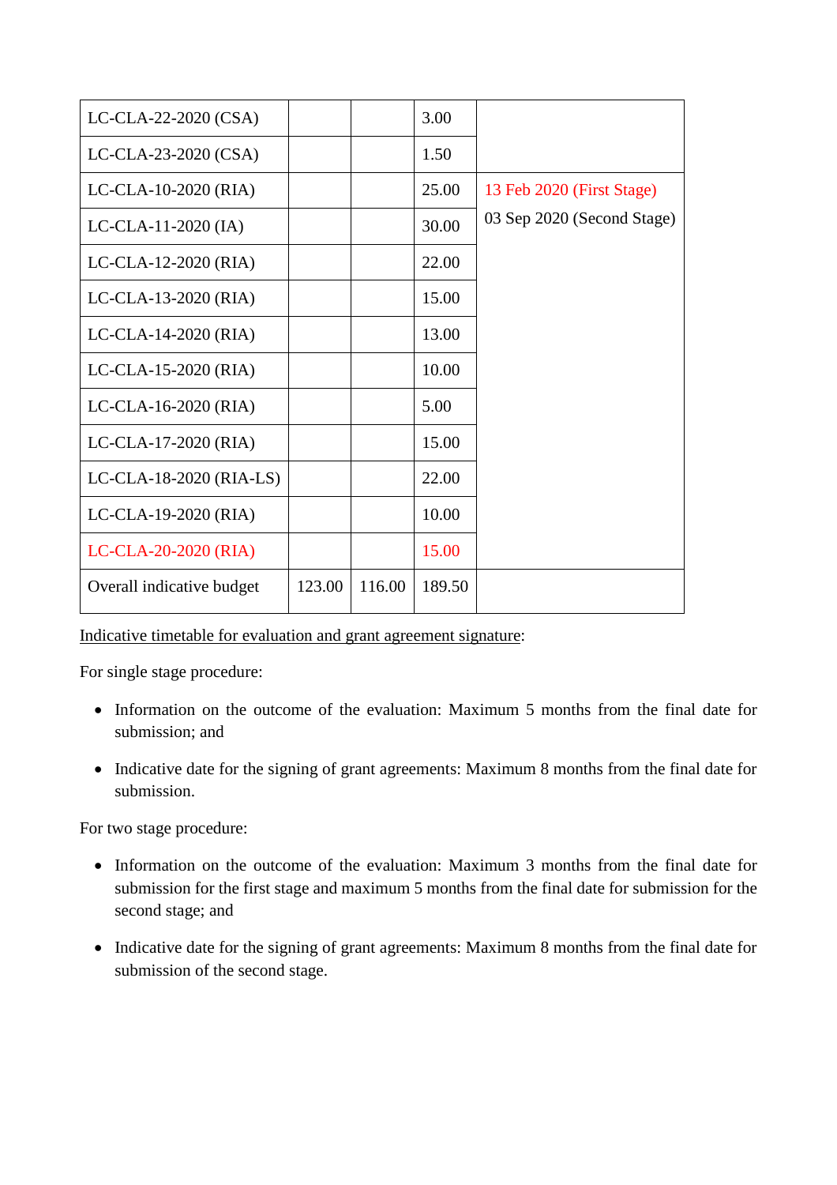| | | | | |
|---|---|---|---|---|
| LC-CLA-22-2020 (CSA) | | | 3.00 | |
| LC-CLA-23-2020 (CSA) | | | 1.50 | |
| LC-CLA-10-2020 (RIA) | | | 25.00 | 13 Feb 2020 (First Stage)<br>03 Sep 2020 (Second Stage) |
| LC-CLA-11-2020 (IA) | | | 30.00 | |
| LC-CLA-12-2020 (RIA) | | | 22.00 | |
| LC-CLA-13-2020 (RIA) | | | 15.00 | |
| LC-CLA-14-2020 (RIA) | | | 13.00 | |
| LC-CLA-15-2020 (RIA) | | | 10.00 | |
| LC-CLA-16-2020 (RIA) | | | 5.00 | |
| LC-CLA-17-2020 (RIA) | | | 15.00 | |
| LC-CLA-18-2020 (RIA-LS) | | | 22.00 | |
| LC-CLA-19-2020 (RIA) | | | 10.00 | |
| LC-CLA-20-2020 (RIA) | | | 15.00 | |
| Overall indicative budget | 123.00 | 116.00 | 189.50 | |

Indicative timetable for evaluation and grant agreement signature:

For single stage procedure:

- Information on the outcome of the evaluation: Maximum 5 months from the final date for submission; and
- Indicative date for the signing of grant agreements: Maximum 8 months from the final date for submission.

For two stage procedure:

- Information on the outcome of the evaluation: Maximum 3 months from the final date for submission for the first stage and maximum 5 months from the final date for submission for the second stage; and
- Indicative date for the signing of grant agreements: Maximum 8 months from the final date for submission of the second stage.